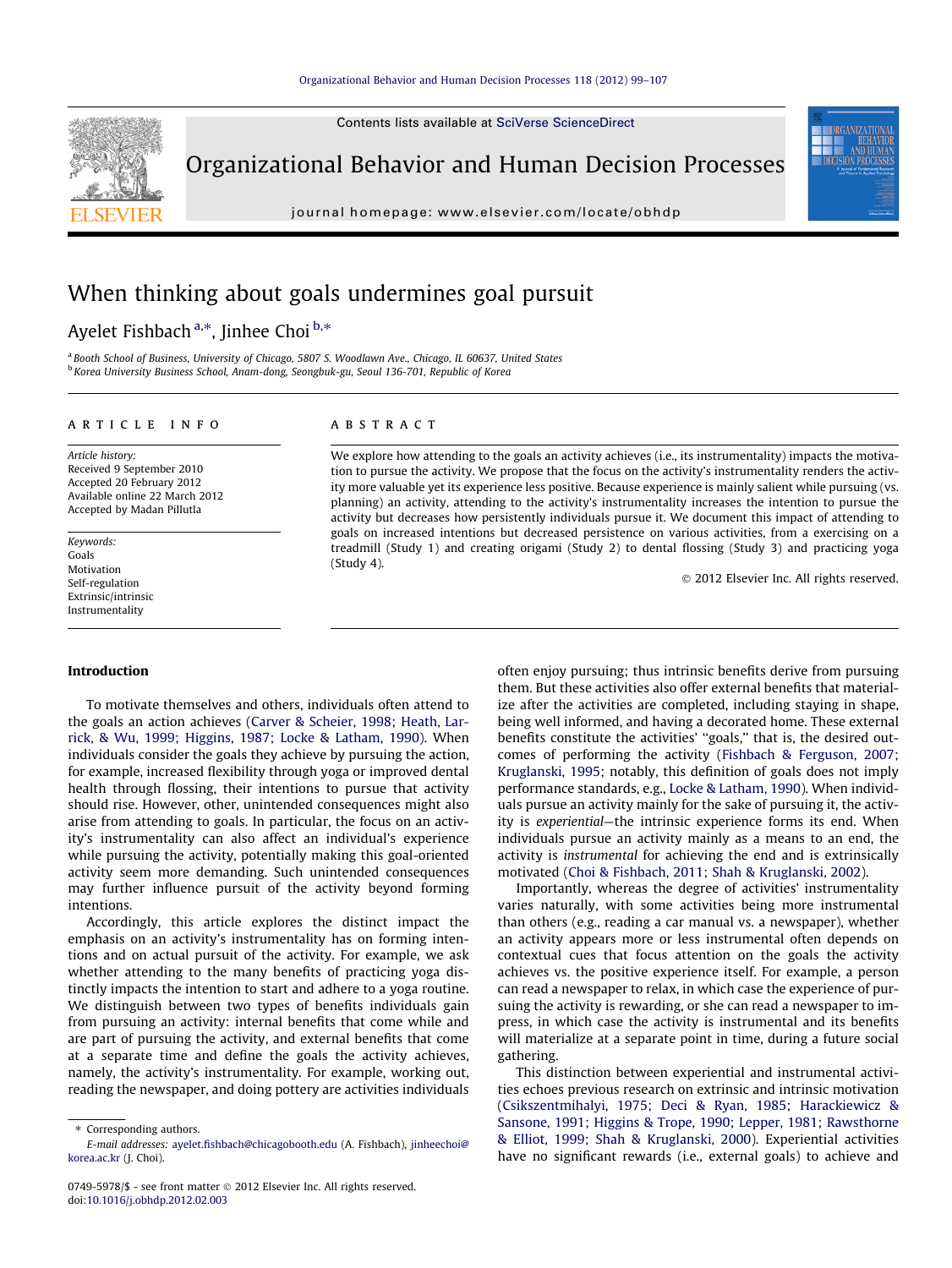# When thinking about goals undermines goal pursuit

Ayelet Fishbach [a,*], Jinhee Choi [b,*]

[a] Booth School of Business, University of Chicago, 5807 S. Woodlawn Ave., Chicago, IL 60637, United States
[b] Korea University Business School, Anam-dong, Seongbuk-gu, Seoul 136-701, Republic of Korea

## ARTICLE INFO

*Article history:*
Received 9 September 2010
Accepted 20 February 2012
Available online 22 March 2012
Accepted by Madan Pillutla

*Keywords:*
Goals
Motivation
Self-regulation
Extrinsic/intrinsic
Instrumentality

## ABSTRACT

We explore how attending to the goals an activity achieves (i.e., its instrumentality) impacts the motivation to pursue the activity. We propose that the focus on the activity's instrumentality renders the activity more valuable yet its experience less positive. Because experience is mainly salient while pursuing (vs. planning) an activity, attending to the activity's instrumentality increases the intention to pursue the activity but decreases how persistently individuals pursue it. We document this impact of attending to goals on increased intentions but decreased persistence on various activities, from a exercising on a treadmill (Study 1) and creating origami (Study 2) to dental flossing (Study 3) and practicing yoga (Study 4).

© 2012 Elsevier Inc. All rights reserved.

## Introduction

To motivate themselves and others, individuals often attend to the goals an action achieves (Carver & Scheier, 1998; Heath, Larrick, & Wu, 1999; Higgins, 1987; Locke & Latham, 1990). When individuals consider the goals they achieve by pursuing the action, for example, increased flexibility through yoga or improved dental health through flossing, their intentions to pursue that activity should rise. However, other, unintended consequences might also arise from attending to goals. In particular, the focus on an activity's instrumentality can also affect an individual's experience while pursuing the activity, potentially making this goal-oriented activity seem more demanding. Such unintended consequences may further influence pursuit of the activity beyond forming intentions.

Accordingly, this article explores the distinct impact the emphasis on an activity's instrumentality has on forming intentions and on actual pursuit of the activity. For example, we ask whether attending to the many benefits of practicing yoga distinctly impacts the intention to start and adhere to a yoga routine. We distinguish between two types of benefits individuals gain from pursuing an activity: internal benefits that come while and are part of pursuing the activity, and external benefits that come at a separate time and define the goals the activity achieves, namely, the activity's instrumentality. For example, working out, reading the newspaper, and doing pottery are activities individuals often enjoy pursuing; thus intrinsic benefits derive from pursuing them. But these activities also offer external benefits that materialize after the activities are completed, including staying in shape, being well informed, and having a decorated home. These external benefits constitute the activities' "goals," that is, the desired outcomes of performing the activity (Fishbach & Ferguson, 2007; Kruglanski, 1995; notably, this definition of goals does not imply performance standards, e.g., Locke & Latham, 1990). When individuals pursue an activity mainly for the sake of pursuing it, the activity is *experiential*—the intrinsic experience forms its end. When individuals pursue an activity mainly as a means to an end, the activity is *instrumental* for achieving the end and is extrinsically motivated (Choi & Fishbach, 2011; Shah & Kruglanski, 2002).

Importantly, whereas the degree of activities' instrumentality varies naturally, with some activities being more instrumental than others (e.g., reading a car manual vs. a newspaper), whether an activity appears more or less instrumental often depends on contextual cues that focus attention on the goals the activity achieves vs. the positive experience itself. For example, a person can read a newspaper to relax, in which case the experience of pursuing the activity is rewarding, or she can read a newspaper to impress, in which case the activity is instrumental and its benefits will materialize at a separate point in time, during a future social gathering.

This distinction between experiential and instrumental activities echoes previous research on extrinsic and intrinsic motivation (Csikszentmihalyi, 1975; Deci & Ryan, 1985; Harackiewicz & Sansone, 1991; Higgins & Trope, 1990; Lepper, 1981; Rawsthorne & Elliot, 1999; Shah & Kruglanski, 2000). Experiential activities have no significant rewards (i.e., external goals) to achieve and

* Corresponding authors.
E-mail addresses: ayelet.fishbach@chicagobooth.edu (A. Fishbach), jinheechoi@korea.ac.kr (J. Choi).

0749-5978/$ - see front matter © 2012 Elsevier Inc. All rights reserved.
doi:10.1016/j.obhdp.2012.02.003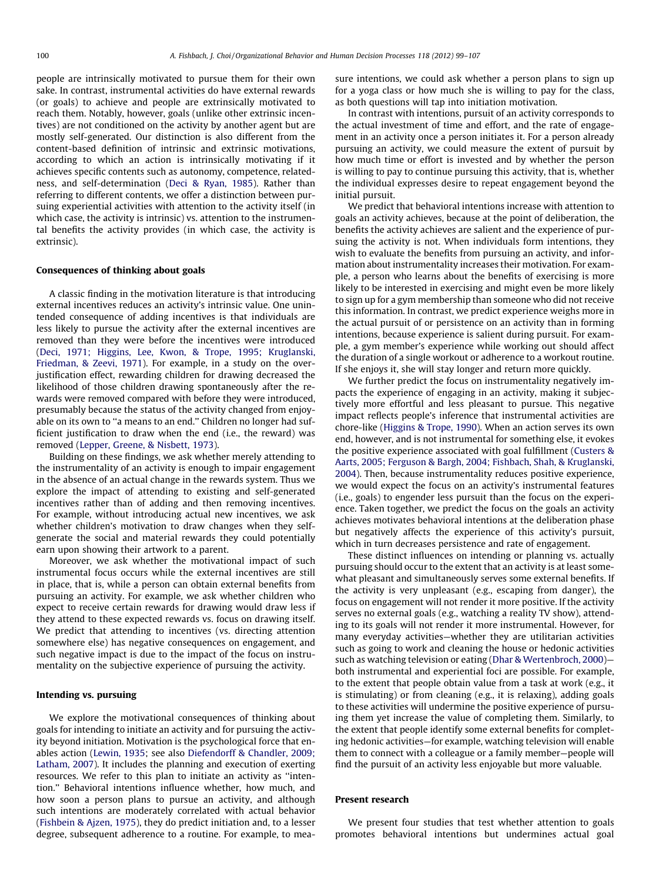people are intrinsically motivated to pursue them for their own sake. In contrast, instrumental activities do have external rewards (or goals) to achieve and people are extrinsically motivated to reach them. Notably, however, goals (unlike other extrinsic incentives) are not conditioned on the activity by another agent but are mostly self-generated. Our distinction is also different from the content-based definition of intrinsic and extrinsic motivations, according to which an action is intrinsically motivating if it achieves specific contents such as autonomy, competence, relatedness, and self-determination (Deci & Ryan, 1985). Rather than referring to different contents, we offer a distinction between pursuing experiential activities with attention to the activity itself (in which case, the activity is intrinsic) vs. attention to the instrumental benefits the activity provides (in which case, the activity is extrinsic).

### Consequences of thinking about goals

A classic finding in the motivation literature is that introducing external incentives reduces an activity's intrinsic value. One unintended consequence of adding incentives is that individuals are less likely to pursue the activity after the external incentives are removed than they were before the incentives were introduced (Deci, 1971; Higgins, Lee, Kwon, & Trope, 1995; Kruglanski, Friedman, & Zeevi, 1971). For example, in a study on the overjustification effect, rewarding children for drawing decreased the likelihood of those children drawing spontaneously after the rewards were removed compared with before they were introduced, presumably because the status of the activity changed from enjoyable on its own to "a means to an end." Children no longer had sufficient justification to draw when the end (i.e., the reward) was removed (Lepper, Greene, & Nisbett, 1973).

Building on these findings, we ask whether merely attending to the instrumentality of an activity is enough to impair engagement in the absence of an actual change in the rewards system. Thus we explore the impact of attending to existing and self-generated incentives rather than of adding and then removing incentives. For example, without introducing actual new incentives, we ask whether children's motivation to draw changes when they self-generate the social and material rewards they could potentially earn upon showing their artwork to a parent.

Moreover, we ask whether the motivational impact of such instrumental focus occurs while the external incentives are still in place, that is, while a person can obtain external benefits from pursuing an activity. For example, we ask whether children who expect to receive certain rewards for drawing would draw less if they attend to these expected rewards vs. focus on drawing itself. We predict that attending to incentives (vs. directing attention somewhere else) has negative consequences on engagement, and such negative impact is due to the impact of the focus on instrumentality on the subjective experience of pursuing the activity.

### Intending vs. pursuing

We explore the motivational consequences of thinking about goals for intending to initiate an activity and for pursuing the activity beyond initiation. Motivation is the psychological force that enables action (Lewin, 1935; see also Diefendorff & Chandler, 2009; Latham, 2007). It includes the planning and execution of exerting resources. We refer to this plan to initiate an activity as "intention." Behavioral intentions influence whether, how much, and how soon a person plans to pursue an activity, and although such intentions are moderately correlated with actual behavior (Fishbein & Ajzen, 1975), they do predict initiation and, to a lesser degree, subsequent adherence to a routine. For example, to measure intentions, we could ask whether a person plans to sign up for a yoga class or how much she is willing to pay for the class, as both questions will tap into initiation motivation.

In contrast with intentions, pursuit of an activity corresponds to the actual investment of time and effort, and the rate of engagement in an activity once a person initiates it. For a person already pursuing an activity, we could measure the extent of pursuit by how much time or effort is invested and by whether the person is willing to pay to continue pursuing this activity, that is, whether the individual expresses desire to repeat engagement beyond the initial pursuit.

We predict that behavioral intentions increase with attention to goals an activity achieves, because at the point of deliberation, the benefits the activity achieves are salient and the experience of pursuing the activity is not. When individuals form intentions, they wish to evaluate the benefits from pursuing an activity, and information about instrumentality increases their motivation. For example, a person who learns about the benefits of exercising is more likely to be interested in exercising and might even be more likely to sign up for a gym membership than someone who did not receive this information. In contrast, we predict experience weighs more in the actual pursuit of or persistence on an activity than in forming intentions, because experience is salient during pursuit. For example, a gym member's experience while working out should affect the duration of a single workout or adherence to a workout routine. If she enjoys it, she will stay longer and return more quickly.

We further predict the focus on instrumentality negatively impacts the experience of engaging in an activity, making it subjectively more effortful and less pleasant to pursue. This negative impact reflects people's inference that instrumental activities are chore-like (Higgins & Trope, 1990). When an action serves its own end, however, and is not instrumental for something else, it evokes the positive experience associated with goal fulfillment (Custers & Aarts, 2005; Ferguson & Bargh, 2004; Fishbach, Shah, & Kruglanski, 2004). Then, because instrumentality reduces positive experience, we would expect the focus on an activity's instrumental features (i.e., goals) to engender less pursuit than the focus on the experience. Taken together, we predict the focus on the goals an activity achieves motivates behavioral intentions at the deliberation phase but negatively affects the experience of this activity's pursuit, which in turn decreases persistence and rate of engagement.

These distinct influences on intending or planning vs. actually pursuing should occur to the extent that an activity is at least somewhat pleasant and simultaneously serves some external benefits. If the activity is very unpleasant (e.g., escaping from danger), the focus on engagement will not render it more positive. If the activity serves no external goals (e.g., watching a reality TV show), attending to its goals will not render it more instrumental. However, for many everyday activities—whether they are utilitarian activities such as going to work and cleaning the house or hedonic activities such as watching television or eating (Dhar & Wertenbroch, 2000)—both instrumental and experiential foci are possible. For example, to the extent that people obtain value from a task at work (e.g., it is stimulating) or from cleaning (e.g., it is relaxing), adding goals to these activities will undermine the positive experience of pursuing them yet increase the value of completing them. Similarly, to the extent that people identify some external benefits for completing hedonic activities—for example, watching television will enable them to connect with a colleague or a family member—people will find the pursuit of an activity less enjoyable but more valuable.

### Present research

We present four studies that test whether attention to goals promotes behavioral intentions but undermines actual goal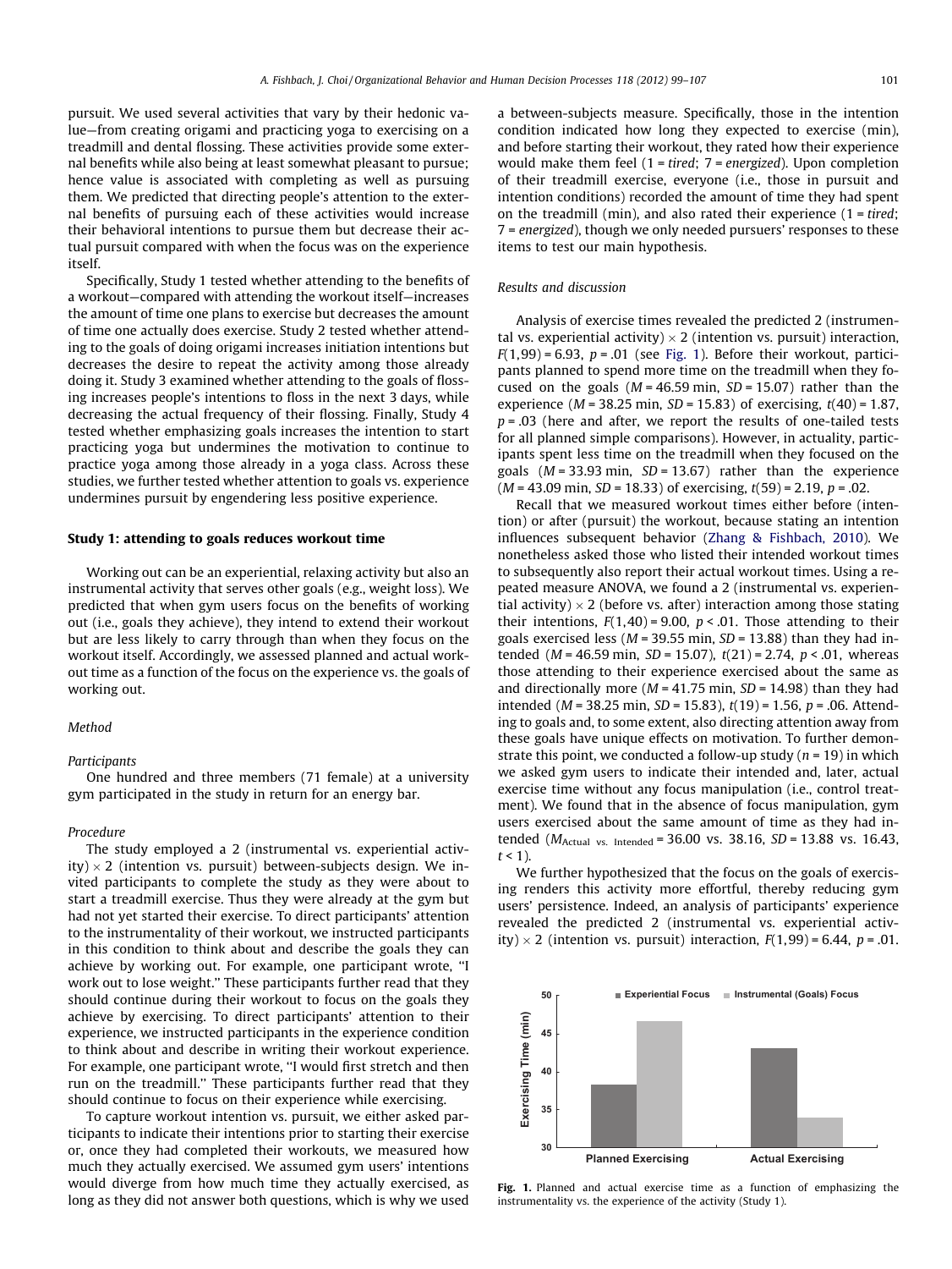pursuit. We used several activities that vary by their hedonic value—from creating origami and practicing yoga to exercising on a treadmill and dental flossing. These activities provide some external benefits while also being at least somewhat pleasant to pursue; hence value is associated with completing as well as pursuing them. We predicted that directing people's attention to the external benefits of pursuing each of these activities would increase their behavioral intentions to pursue them but decrease their actual pursuit compared with when the focus was on the experience itself.

Specifically, Study 1 tested whether attending to the benefits of a workout—compared with attending the workout itself—increases the amount of time one plans to exercise but decreases the amount of time one actually does exercise. Study 2 tested whether attending to the goals of doing origami increases initiation intentions but decreases the desire to repeat the activity among those already doing it. Study 3 examined whether attending to the goals of flossing increases people's intentions to floss in the next 3 days, while decreasing the actual frequency of their flossing. Finally, Study 4 tested whether emphasizing goals increases the intention to start practicing yoga but undermines the motivation to continue to practice yoga among those already in a yoga class. Across these studies, we further tested whether attention to goals vs. experience undermines pursuit by engendering less positive experience.

## Study 1: attending to goals reduces workout time

Working out can be an experiential, relaxing activity but also an instrumental activity that serves other goals (e.g., weight loss). We predicted that when gym users focus on the benefits of working out (i.e., goals they achieve), they intend to extend their workout but are less likely to carry through than when they focus on the workout itself. Accordingly, we assessed planned and actual workout time as a function of the focus on the experience vs. the goals of working out.

### Method

#### Participants

One hundred and three members (71 female) at a university gym participated in the study in return for an energy bar.

#### Procedure

The study employed a 2 (instrumental vs. experiential activity) × 2 (intention vs. pursuit) between-subjects design. We invited participants to complete the study as they were about to start a treadmill exercise. Thus they were already at the gym but had not yet started their exercise. To direct participants' attention to the instrumentality of their workout, we instructed participants in this condition to think about and describe the goals they can achieve by working out. For example, one participant wrote, ''I work out to lose weight.'' These participants further read that they should continue during their workout to focus on the goals they achieve by exercising. To direct participants' attention to their experience, we instructed participants in the experience condition to think about and describe in writing their workout experience. For example, one participant wrote, ''I would first stretch and then run on the treadmill.'' These participants further read that they should continue to focus on their experience while exercising.

To capture workout intention vs. pursuit, we either asked participants to indicate their intentions prior to starting their exercise or, once they had completed their workouts, we measured how much they actually exercised. We assumed gym users' intentions would diverge from how much time they actually exercised, as long as they did not answer both questions, which is why we used a between-subjects measure. Specifically, those in the intention condition indicated how long they expected to exercise (min), and before starting their workout, they rated how their experience would make them feel (1 = *tired*; 7 = *energized*). Upon completion of their treadmill exercise, everyone (i.e., those in pursuit and intention conditions) recorded the amount of time they had spent on the treadmill (min), and also rated their experience (1 = *tired*; 7 = *energized*), though we only needed pursuers' responses to these items to test our main hypothesis.

### Results and discussion

Analysis of exercise times revealed the predicted 2 (instrumental vs. experiential activity) × 2 (intention vs. pursuit) interaction, $F(1,99) = 6.93$, $p = .01$ (see Fig. 1). Before their workout, participants planned to spend more time on the treadmill when they focused on the goals ($M = 46.59$ min, $SD = 15.07$) rather than the experience ($M = 38.25$ min, $SD = 15.83$) of exercising, $t(40) = 1.87$, $p = .03$ (here and after, we report the results of one-tailed tests for all planned simple comparisons). However, in actuality, participants spent less time on the treadmill when they focused on the goals ($M = 33.93$ min, $SD = 13.67$) rather than the experience ($M = 43.09$ min, $SD = 18.33$) of exercising, $t(59) = 2.19$, $p = .02$.

Recall that we measured workout times either before (intention) or after (pursuit) the workout, because stating an intention influences subsequent behavior (Zhang & Fishbach, 2010). We nonetheless asked those who listed their intended workout times to subsequently also report their actual workout times. Using a repeated measure ANOVA, we found a 2 (instrumental vs. experiential activity) × 2 (before vs. after) interaction among those stating their intentions, $F(1,40) = 9.00$, $p < .01$. Those attending to their goals exercised less ($M = 39.55$ min, $SD = 13.88$) than they had intended ($M = 46.59$ min, $SD = 15.07$), $t(21) = 2.74$, $p < .01$, whereas those attending to their experience exercised about the same as and directionally more ($M = 41.75$ min, $SD = 14.98$) than they had intended ($M = 38.25$ min, $SD = 15.83$), $t(19) = 1.56$, $p = .06$. Attending to goals and, to some extent, also directing attention away from these goals have unique effects on motivation. To further demonstrate this point, we conducted a follow-up study ($n = 19$) in which we asked gym users to indicate their intended and, later, actual exercise time without any focus manipulation (i.e., control treatment). We found that in the absence of focus manipulation, gym users exercised about the same amount of time as they had intended ($M_{\text{Actual vs. Intended}} = 36.00$ vs. $38.16$, $SD = 13.88$ vs. $16.43$, $t < 1$).

We further hypothesized that the focus on the goals of exercising renders this activity more effortful, thereby reducing gym users' persistence. Indeed, an analysis of participants' experience revealed the predicted 2 (instrumental vs. experiential activity) × 2 (intention vs. pursuit) interaction, $F(1,99) = 6.44$, $p = .01$.

Experiential Focus
Instrumental (Goals) Focus
Exercising Time (min)
50
45
40
35
30
Planned Exercising
Actual Exercising

**Fig. 1.** Planned and actual exercise time as a function of emphasizing the instrumentality vs. the experience of the activity (Study 1).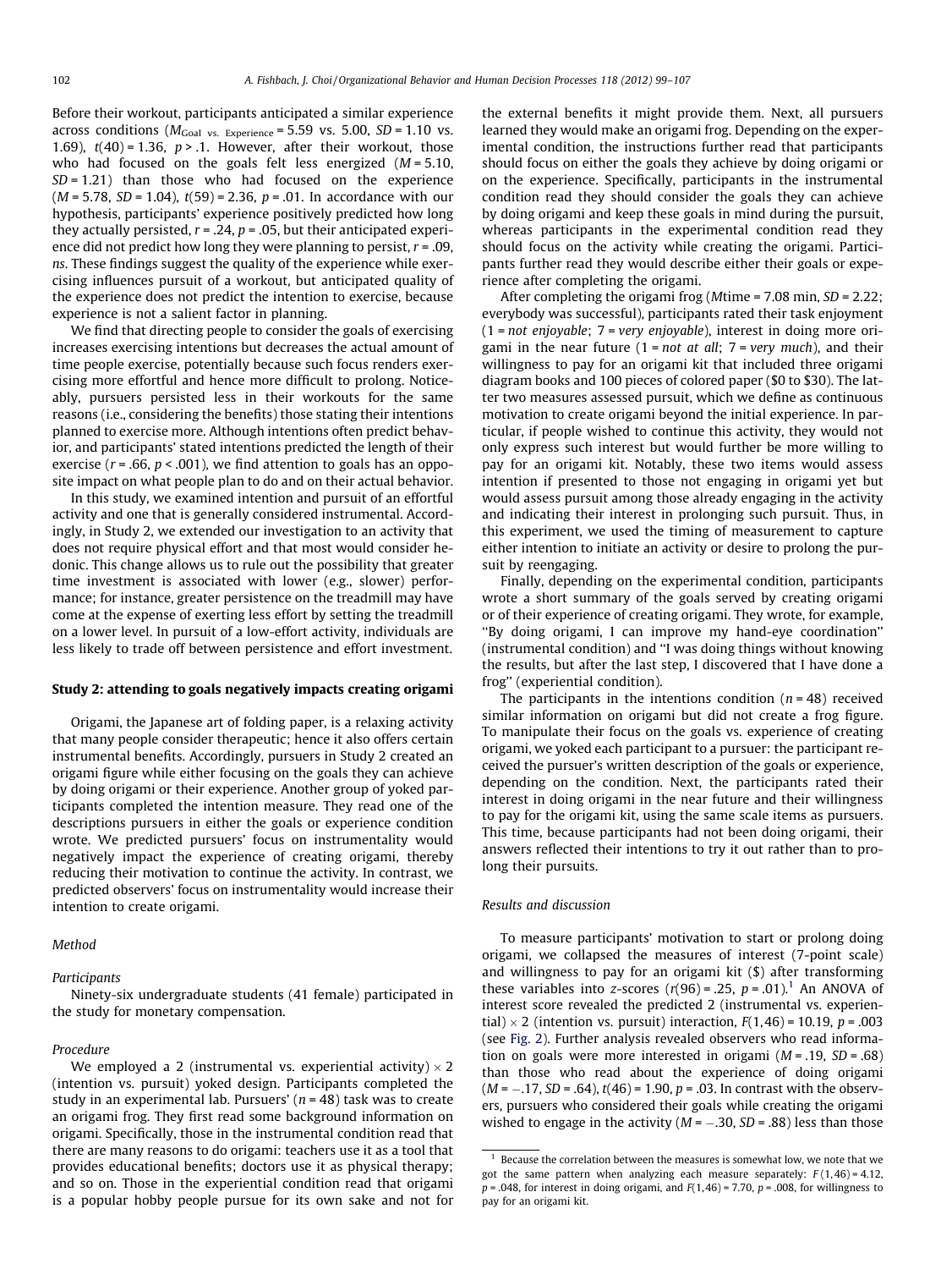Before their workout, participants anticipated a similar experience across conditions ($M_{\text{Goal vs. Experience}} = 5.59$ vs. 5.00, $SD = 1.10$ vs. 1.69), $t(40) = 1.36$, $p > .1$. However, after their workout, those who had focused on the goals felt less energized ($M = 5.10$, $SD = 1.21$) than those who had focused on the experience ($M = 5.78$, $SD = 1.04$), $t(59) = 2.36$, $p = .01$. In accordance with our hypothesis, participants' experience positively predicted how long they actually persisted, $r = .24$, $p = .05$, but their anticipated experience did not predict how long they were planning to persist, $r = .09$, *ns*. These findings suggest the quality of the experience while exercising influences pursuit of a workout, but anticipated quality of the experience does not predict the intention to exercise, because experience is not a salient factor in planning.

We find that directing people to consider the goals of exercising increases exercising intentions but decreases the actual amount of time people exercise, potentially because such focus renders exercising more effortful and hence more difficult to prolong. Noticeably, pursuers persisted less in their workouts for the same reasons (i.e., considering the benefits) those stating their intentions planned to exercise more. Although intentions often predict behavior, and participants' stated intentions predicted the length of their exercise ($r = .66$, $p < .001$), we find attention to goals has an opposite impact on what people plan to do and on their actual behavior.

In this study, we examined intention and pursuit of an effortful activity and one that is generally considered instrumental. Accordingly, in Study 2, we extended our investigation to an activity that does not require physical effort and that most would consider hedonic. This change allows us to rule out the possibility that greater time investment is associated with lower (e.g., slower) performance; for instance, greater persistence on the treadmill may have come at the expense of exerting less effort by setting the treadmill on a lower level. In pursuit of a low-effort activity, individuals are less likely to trade off between persistence and effort investment.

## Study 2: attending to goals negatively impacts creating origami

Origami, the Japanese art of folding paper, is a relaxing activity that many people consider therapeutic; hence it also offers certain instrumental benefits. Accordingly, pursuers in Study 2 created an origami figure while either focusing on the goals they can achieve by doing origami or their experience. Another group of yoked participants completed the intention measure. They read one of the descriptions pursuers in either the goals or experience condition wrote. We predicted pursuers' focus on instrumentality would negatively impact the experience of creating origami, thereby reducing their motivation to continue the activity. In contrast, we predicted observers' focus on instrumentality would increase their intention to create origami.

### Method

#### Participants

Ninety-six undergraduate students (41 female) participated in the study for monetary compensation.

#### Procedure

We employed a 2 (instrumental vs. experiential activity) $\times$ 2 (intention vs. pursuit) yoked design. Participants completed the study in an experimental lab. Pursuers' ($n = 48$) task was to create an origami frog. They first read some background information on origami. Specifically, those in the instrumental condition read that there are many reasons to do origami: teachers use it as a tool that provides educational benefits; doctors use it as physical therapy; and so on. Those in the experiential condition read that origami is a popular hobby people pursue for its own sake and not for the external benefits it might provide them. Next, all pursuers learned they would make an origami frog. Depending on the experimental condition, the instructions further read that participants should focus on either the goals they achieve by doing origami or on the experience. Specifically, participants in the instrumental condition read they should consider the goals they can achieve by doing origami and keep these goals in mind during the pursuit, whereas participants in the experimental condition read they should focus on the activity while creating the origami. Participants further read they would describe either their goals or experience after completing the origami.

After completing the origami frog (*M*time = 7.08 min, $SD = 2.22$; everybody was successful), participants rated their task enjoyment (1 = *not enjoyable*; 7 = *very enjoyable*), interest in doing more origami in the near future (1 = *not at all*; 7 = *very much*), and their willingness to pay for an origami kit that included three origami diagram books and 100 pieces of colored paper ($0 to $30). The latter two measures assessed pursuit, which we define as continuous motivation to create origami beyond the initial experience. In particular, if people wished to continue this activity, they would not only express such interest but would further be more willing to pay for an origami kit. Notably, these two items would assess intention if presented to those not engaging in origami yet but would assess pursuit among those already engaging in the activity and indicating their interest in prolonging such pursuit. Thus, in this experiment, we used the timing of measurement to capture either intention to initiate an activity or desire to prolong the pursuit by reengaging.

Finally, depending on the experimental condition, participants wrote a short summary of the goals served by creating origami or of their experience of creating origami. They wrote, for example, "By doing origami, I can improve my hand-eye coordination" (instrumental condition) and "I was doing things without knowing the results, but after the last step, I discovered that I have done a frog" (experiential condition).

The participants in the intentions condition ($n = 48$) received similar information on origami but did not create a frog figure. To manipulate their focus on the goals vs. experience of creating origami, we yoked each participant to a pursuer: the participant received the pursuer's written description of the goals or experience, depending on the condition. Next, the participants rated their interest in doing origami in the near future and their willingness to pay for the origami kit, using the same scale items as pursuers. This time, because participants had not been doing origami, their answers reflected their intentions to try it out rather than to prolong their pursuits.

### Results and discussion

To measure participants' motivation to start or prolong doing origami, we collapsed the measures of interest (7-point scale) and willingness to pay for an origami kit ($) after transforming these variables into *z*-scores ($r(96) = .25$, $p = .01$).[1] An ANOVA of interest score revealed the predicted 2 (instrumental vs. experiential) $\times$ 2 (intention vs. pursuit) interaction, $F(1,46) = 10.19$, $p = .003$ (see Fig. 2). Further analysis revealed observers who read information on goals were more interested in origami ($M = .19$, $SD = .68$) than those who read about the experience of doing origami ($M = -.17$, $SD = .64$), $t(46) = 1.90$, $p = .03$. In contrast with the observers, pursuers who considered their goals while creating the origami wished to engage in the activity ($M = -.30$, $SD = .88$) less than those

[1] Because the correlation between the measures is somewhat low, we note that we got the same pattern when analyzing each measure separately: $F(1,46) = 4.12$, $p = .048$, for interest in doing origami, and $F(1,46) = 7.70$, $p = .008$, for willingness to pay for an origami kit.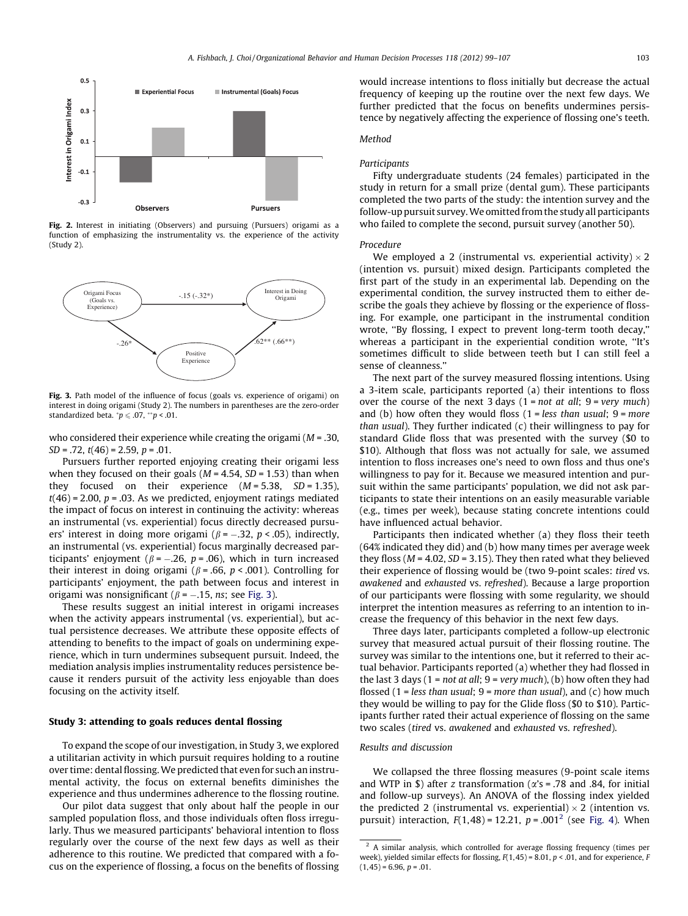Fig. 2. Interest in initiating (Observers) and pursuing (Pursuers) origami as a function of emphasizing the instrumentality vs. the experience of the activity (Study 2).

Fig. 3. Path model of the influence of focus (goals vs. experience of origami) on interest in doing origami (Study 2). The numbers in parentheses are the zero-order standardized beta. $^{*}p \leqslant .07$, $^{**}p < .01$.

who considered their experience while creating the origami ($M$ = .30, $SD$ = .72, $t(46)$ = 2.59, $p$ = .01.

Pursuers further reported enjoying creating their origami less when they focused on their goals ($M$ = 4.54, $SD$ = 1.53) than when they focused on their experience ($M$ = 5.38, $SD$ = 1.35), $t(46)$ = 2.00, $p$ = .03. As we predicted, enjoyment ratings mediated the impact of focus on interest in continuing the activity: whereas an instrumental (vs. experiential) focus directly decreased pursuers' interest in doing more origami ($\beta = -.32$, $p < .05$), indirectly, an instrumental (vs. experiential) focus marginally decreased participants' enjoyment ($\beta = -.26$, $p$ = .06), which in turn increased their interest in doing origami ($\beta$ = .66, $p < .001$). Controlling for participants' enjoyment, the path between focus and interest in origami was nonsignificant ($\beta = -.15$, $ns$; see Fig. 3).

These results suggest an initial interest in origami increases when the activity appears instrumental (vs. experiential), but actual persistence decreases. We attribute these opposite effects of attending to benefits to the impact of goals on undermining experience, which in turn undermines subsequent pursuit. Indeed, the mediation analysis implies instrumentality reduces persistence because it renders pursuit of the activity less enjoyable than does focusing on the activity itself.

### Study 3: attending to goals reduces dental flossing

To expand the scope of our investigation, in Study 3, we explored a utilitarian activity in which pursuit requires holding to a routine over time: dental flossing. We predicted that even for such an instrumental activity, the focus on external benefits diminishes the experience and thus undermines adherence to the flossing routine.

Our pilot data suggest that only about half the people in our sampled population floss, and those individuals often floss irregularly. Thus we measured participants' behavioral intention to floss regularly over the course of the next few days as well as their adherence to this routine. We predicted that compared with a focus on the experience of flossing, a focus on the benefits of flossing would increase intentions to floss initially but decrease the actual frequency of keeping up the routine over the next few days. We further predicted that the focus on benefits undermines persistence by negatively affecting the experience of flossing one's teeth.

#### Method

##### Participants

Fifty undergraduate students (24 females) participated in the study in return for a small prize (dental gum). These participants completed the two parts of the study: the intention survey and the follow-up pursuit survey. We omitted from the study all participants who failed to complete the second, pursuit survey (another 50).

##### Procedure

We employed a 2 (instrumental vs. experiential activity) × 2 (intention vs. pursuit) mixed design. Participants completed the first part of the study in an experimental lab. Depending on the experimental condition, the survey instructed them to either describe the goals they achieve by flossing or the experience of flossing. For example, one participant in the instrumental condition wrote, "By flossing, I expect to prevent long-term tooth decay," whereas a participant in the experiential condition wrote, "It's sometimes difficult to slide between teeth but I can still feel a sense of cleanness."

The next part of the survey measured flossing intentions. Using a 3-item scale, participants reported (a) their intentions to floss over the course of the next 3 days (1 = *not at all*; 9 = *very much*) and (b) how often they would floss (1 = *less than usual*; 9 = *more than usual*). They further indicated (c) their willingness to pay for standard Glide floss that was presented with the survey ($0 to $10). Although that floss was not actually for sale, we assumed intention to floss increases one's need to own floss and thus one's willingness to pay for it. Because we measured intention and pursuit within the same participants' population, we did not ask participants to state their intentions on an easily measurable variable (e.g., times per week), because stating concrete intentions could have influenced actual behavior.

Participants then indicated whether (a) they floss their teeth (64% indicated they did) and (b) how many times per average week they floss ($M$ = 4.02, $SD$ = 3.15). They then rated what they believed their experience of flossing would be (two 9-point scales: *tired* vs. *awakened* and *exhausted* vs. *refreshed*). Because a large proportion of our participants were flossing with some regularity, we should interpret the intention measures as referring to an intention to increase the frequency of this behavior in the next few days.

Three days later, participants completed a follow-up electronic survey that measured actual pursuit of their flossing routine. The survey was similar to the intentions one, but it referred to their actual behavior. Participants reported (a) whether they had flossed in the last 3 days (1 = *not at all*; 9 = *very much*), (b) how often they had flossed (1 = *less than usual*; 9 = *more than usual*), and (c) how much they would be willing to pay for the Glide floss ($0 to $10). Participants further rated their actual experience of flossing on the same two scales (*tired* vs. *awakened* and *exhausted* vs. *refreshed*).

#### Results and discussion

We collapsed the three flossing measures (9-point scale items and WTP in $) after $z$ transformation ($\alpha$'s = .78 and .84, for initial and follow-up surveys). An ANOVA of the flossing index yielded the predicted 2 (instrumental vs. experiential) × 2 (intention vs. pursuit) interaction, $F(1,48)$ = 12.21, $p$ = .001[2] (see Fig. 4). When

[2] A similar analysis, which controlled for average flossing frequency (times per week), yielded similar effects for flossing, $F(1,45)$ = 8.01, $p < .01$, and for experience, $F(1,45)$ = 6.96, $p$ = .01.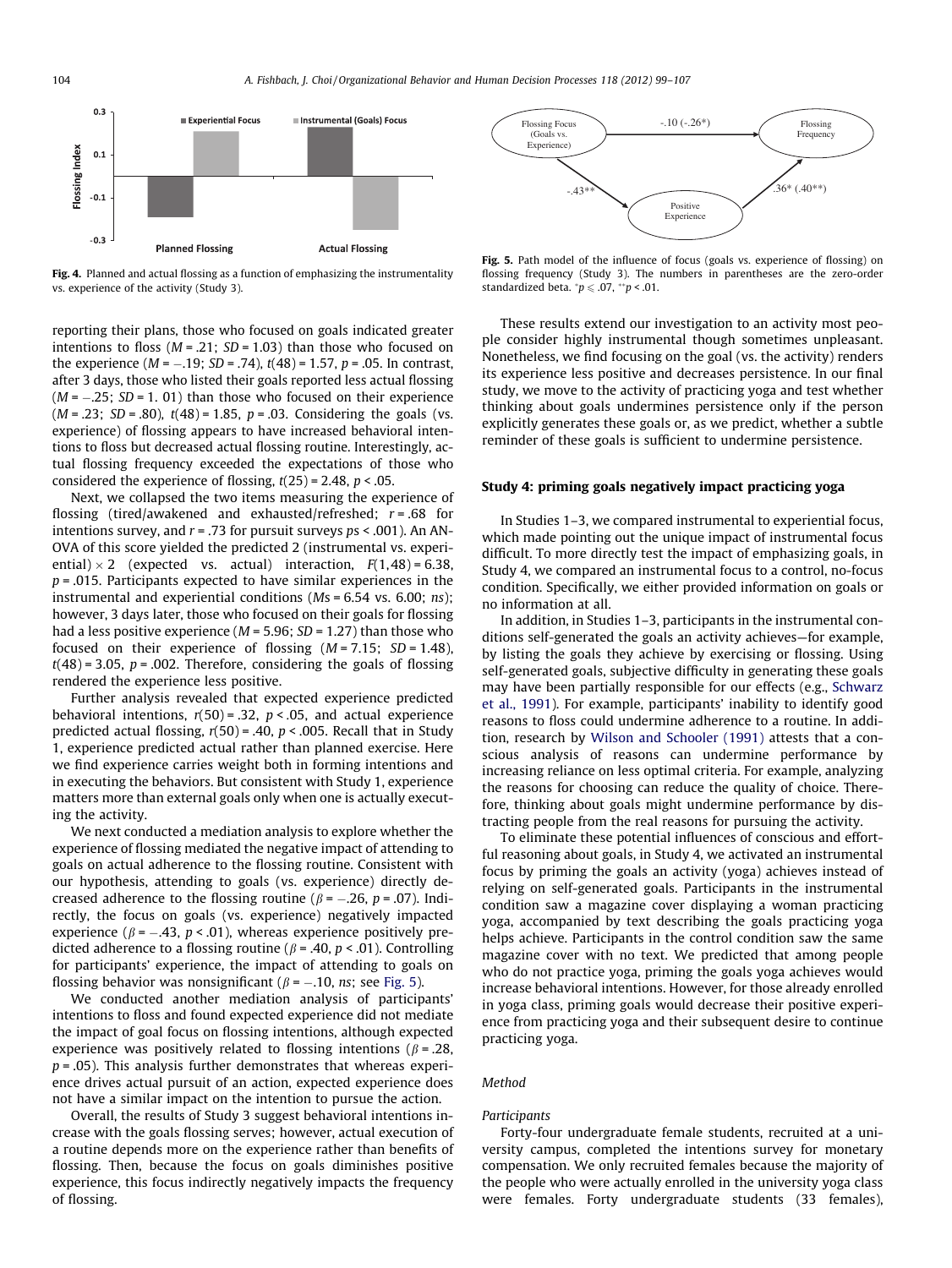Fig. 4. Planned and actual flossing as a function of emphasizing the instrumentality vs. experience of the activity (Study 3).

Fig. 5. Path model of the influence of focus (goals vs. experience of flossing) on flossing frequency (Study 3). The numbers in parentheses are the zero-order standardized beta. $^{*}p \leqslant .07$, $^{**}p < .01$.

reporting their plans, those who focused on goals indicated greater intentions to floss ($M = .21$; $SD = 1.03$) than those who focused on the experience ($M = -.19$; $SD = .74$), $t(48) = 1.57$, $p = .05$. In contrast, after 3 days, those who listed their goals reported less actual flossing ($M = -.25$; $SD = 1.01$) than those who focused on their experience ($M = .23$; $SD = .80$), $t(48) = 1.85$, $p = .03$. Considering the goals (vs. experience) of flossing appears to have increased behavioral intentions to floss but decreased actual flossing routine. Interestingly, actual flossing frequency exceeded the expectations of those who considered the experience of flossing, $t(25) = 2.48$, $p < .05$.

Next, we collapsed the two items measuring the experience of flossing (tired/awakened and exhausted/refreshed; $r = .68$ for intentions survey, and $r = .73$ for pursuit surveys $ps < .001$). An ANOVA of this score yielded the predicted 2 (instrumental vs. experiential) × 2 (expected vs. actual) interaction, $F(1,48) = 6.38$, $p = .015$. Participants expected to have similar experiences in the instrumental and experiential conditions ($Ms = 6.54$ vs. 6.00; *ns*); however, 3 days later, those who focused on their goals for flossing had a less positive experience ($M = 5.96$; $SD = 1.27$) than those who focused on their experience of flossing ($M = 7.15$; $SD = 1.48$), $t(48) = 3.05$, $p = .002$. Therefore, considering the goals of flossing rendered the experience less positive.

Further analysis revealed that expected experience predicted behavioral intentions, $r(50) = .32$, $p < .05$, and actual experience predicted actual flossing, $r(50) = .40$, $p < .005$. Recall that in Study 1, experience predicted actual rather than planned exercise. Here we find experience carries weight both in forming intentions and in executing the behaviors. But consistent with Study 1, experience matters more than external goals only when one is actually executing the activity.

We next conducted a mediation analysis to explore whether the experience of flossing mediated the negative impact of attending to goals on actual adherence to the flossing routine. Consistent with our hypothesis, attending to goals (vs. experience) directly decreased adherence to the flossing routine ($\beta = -.26$, $p = .07$). Indirectly, the focus on goals (vs. experience) negatively impacted experience ($\beta = -.43$, $p < .01$), whereas experience positively predicted adherence to a flossing routine ($\beta = .40$, $p < .01$). Controlling for participants' experience, the impact of attending to goals on flossing behavior was nonsignificant ($\beta = -.10$, *ns*; see Fig. 5).

We conducted another mediation analysis of participants' intentions to floss and found expected experience did not mediate the impact of goal focus on flossing intentions, although expected experience was positively related to flossing intentions ($\beta = .28$, $p = .05$). This analysis further demonstrates that whereas experience drives actual pursuit of an action, expected experience does not have a similar impact on the intention to pursue the action.

Overall, the results of Study 3 suggest behavioral intentions increase with the goals flossing serves; however, actual execution of a routine depends more on the experience rather than benefits of flossing. Then, because the focus on goals diminishes positive experience, this focus indirectly negatively impacts the frequency of flossing.

These results extend our investigation to an activity most people consider highly instrumental though sometimes unpleasant. Nonetheless, we find focusing on the goal (vs. the activity) renders its experience less positive and decreases persistence. In our final study, we move to the activity of practicing yoga and test whether thinking about goals undermines persistence only if the person explicitly generates these goals or, as we predict, whether a subtle reminder of these goals is sufficient to undermine persistence.

## Study 4: priming goals negatively impact practicing yoga

In Studies 1–3, we compared instrumental to experiential focus, which made pointing out the unique impact of instrumental focus difficult. To more directly test the impact of emphasizing goals, in Study 4, we compared an instrumental focus to a control, no-focus condition. Specifically, we either provided information on goals or no information at all.

In addition, in Studies 1–3, participants in the instrumental conditions self-generated the goals an activity achieves—for example, by listing the goals they achieve by exercising or flossing. Using self-generated goals, subjective difficulty in generating these goals may have been partially responsible for our effects (e.g., Schwarz et al., 1991). For example, participants' inability to identify good reasons to floss could undermine adherence to a routine. In addition, research by Wilson and Schooler (1991) attests that a conscious analysis of reasons can undermine performance by increasing reliance on less optimal criteria. For example, analyzing the reasons for choosing can reduce the quality of choice. Therefore, thinking about goals might undermine performance by distracting people from the real reasons for pursuing the activity.

To eliminate these potential influences of conscious and effortful reasoning about goals, in Study 4, we activated an instrumental focus by priming the goals an activity (yoga) achieves instead of relying on self-generated goals. Participants in the instrumental condition saw a magazine cover displaying a woman practicing yoga, accompanied by text describing the goals practicing yoga helps achieve. Participants in the control condition saw the same magazine cover with no text. We predicted that among people who do not practice yoga, priming the goals yoga achieves would increase behavioral intentions. However, for those already enrolled in yoga class, priming goals would decrease their positive experience from practicing yoga and their subsequent desire to continue practicing yoga.

### Method

#### Participants

Forty-four undergraduate female students, recruited at a university campus, completed the intentions survey for monetary compensation. We only recruited females because the majority of the people who were actually enrolled in the university yoga class were females. Forty undergraduate students (33 females),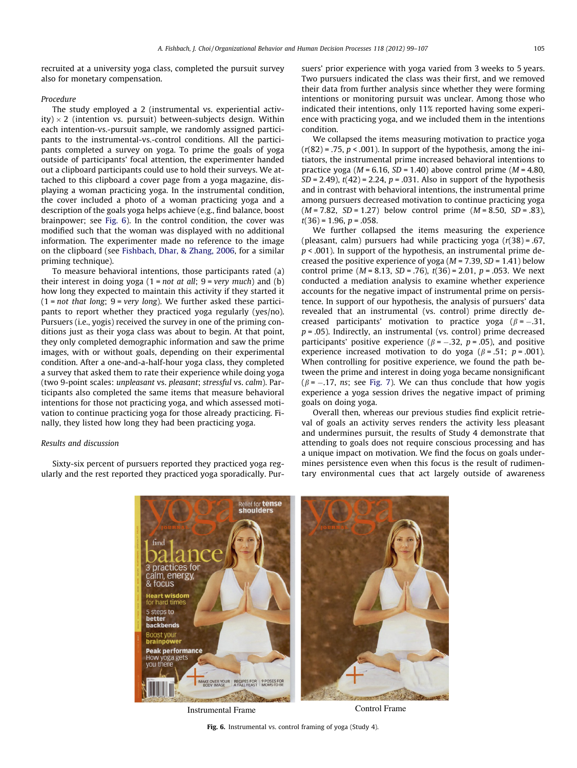recruited at a university yoga class, completed the pursuit survey also for monetary compensation.

*Procedure*

The study employed a 2 (instrumental vs. experiential activity) × 2 (intention vs. pursuit) between-subjects design. Within each intention-vs.-pursuit sample, we randomly assigned participants to the instrumental-vs.-control conditions. All the participants completed a survey on yoga. To prime the goals of yoga outside of participants' focal attention, the experimenter handed out a clipboard participants could use to hold their surveys. We attached to this clipboard a cover page from a yoga magazine, displaying a woman practicing yoga. In the instrumental condition, the cover included a photo of a woman practicing yoga and a description of the goals yoga helps achieve (e.g., find balance, boost brainpower; see Fig. 6). In the control condition, the cover was modified such that the woman was displayed with no additional information. The experimenter made no reference to the image on the clipboard (see Fishbach, Dhar, & Zhang, 2006, for a similar priming technique).

To measure behavioral intentions, those participants rated (a) their interest in doing yoga (1 = *not at all*; 9 = *very much*) and (b) how long they expected to maintain this activity if they started it (1 = *not that long*; 9 = *very long*). We further asked these participants to report whether they practiced yoga regularly (yes/no). Pursuers (i.e., yogis) received the survey in one of the priming conditions just as their yoga class was about to begin. At that point, they only completed demographic information and saw the prime images, with or without goals, depending on their experimental condition. After a one-and-a-half-hour yoga class, they completed a survey that asked them to rate their experience while doing yoga (two 9-point scales: *unpleasant* vs. *pleasant*; *stressful* vs. *calm*). Participants also completed the same items that measure behavioral intentions for those not practicing yoga, and which assessed motivation to continue practicing yoga for those already practicing. Finally, they listed how long they had been practicing yoga.

*Results and discussion*

Sixty-six percent of pursuers reported they practiced yoga regularly and the rest reported they practiced yoga sporadically. Pursuers' prior experience with yoga varied from 3 weeks to 5 years. Two pursuers indicated the class was their first, and we removed their data from further analysis since whether they were forming intentions or monitoring pursuit was unclear. Among those who indicated their intentions, only 11% reported having some experience with practicing yoga, and we included them in the intentions condition.

We collapsed the items measuring motivation to practice yoga ($r(82) = .75$, $p < .001$). In support of the hypothesis, among the initiators, the instrumental prime increased behavioral intentions to practice yoga ($M = 6.16$, $SD = 1.40$) above control prime ($M = 4.80$, $SD = 2.49$), $t(42) = 2.24$, $p = .031$. Also in support of the hypothesis and in contrast with behavioral intentions, the instrumental prime among pursuers decreased motivation to continue practicing yoga ($M = 7.82$, $SD = 1.27$) below control prime ($M = 8.50$, $SD = .83$), $t(36) = 1.96$, $p = .058$.

We further collapsed the items measuring the experience (pleasant, calm) pursuers had while practicing yoga ($r(38) = .67$, $p < .001$). In support of the hypothesis, an instrumental prime decreased the positive experience of yoga ($M = 7.39$, $SD = 1.41$) below control prime ($M = 8.13$, $SD = .76$), $t(36) = 2.01$, $p = .053$. We next conducted a mediation analysis to examine whether experience accounts for the negative impact of instrumental prime on persistence. In support of our hypothesis, the analysis of pursuers' data revealed that an instrumental (vs. control) prime directly decreased participants' motivation to practice yoga ($\beta = -.31$, $p = .05$). Indirectly, an instrumental (vs. control) prime decreased participants' positive experience ($\beta = -.32$, $p = .05$), and positive experience increased motivation to do yoga ($\beta = .51$; $p = .001$). When controlling for positive experience, we found the path between the prime and interest in doing yoga became nonsignificant ($\beta = -.17$, *ns*; see Fig. 7). We can thus conclude that how yogis experience a yoga session drives the negative impact of priming goals on doing yoga.

Overall then, whereas our previous studies find explicit retrieval of goals an activity serves renders the activity less pleasant and undermines pursuit, the results of Study 4 demonstrate that attending to goals does not require conscious processing and has a unique impact on motivation. We find the focus on goals undermines persistence even when this focus is the result of rudimentary environmental cues that act largely outside of awareness

Instrumental Frame | Control Frame

**Fig. 6.** Instrumental vs. control framing of yoga (Study 4).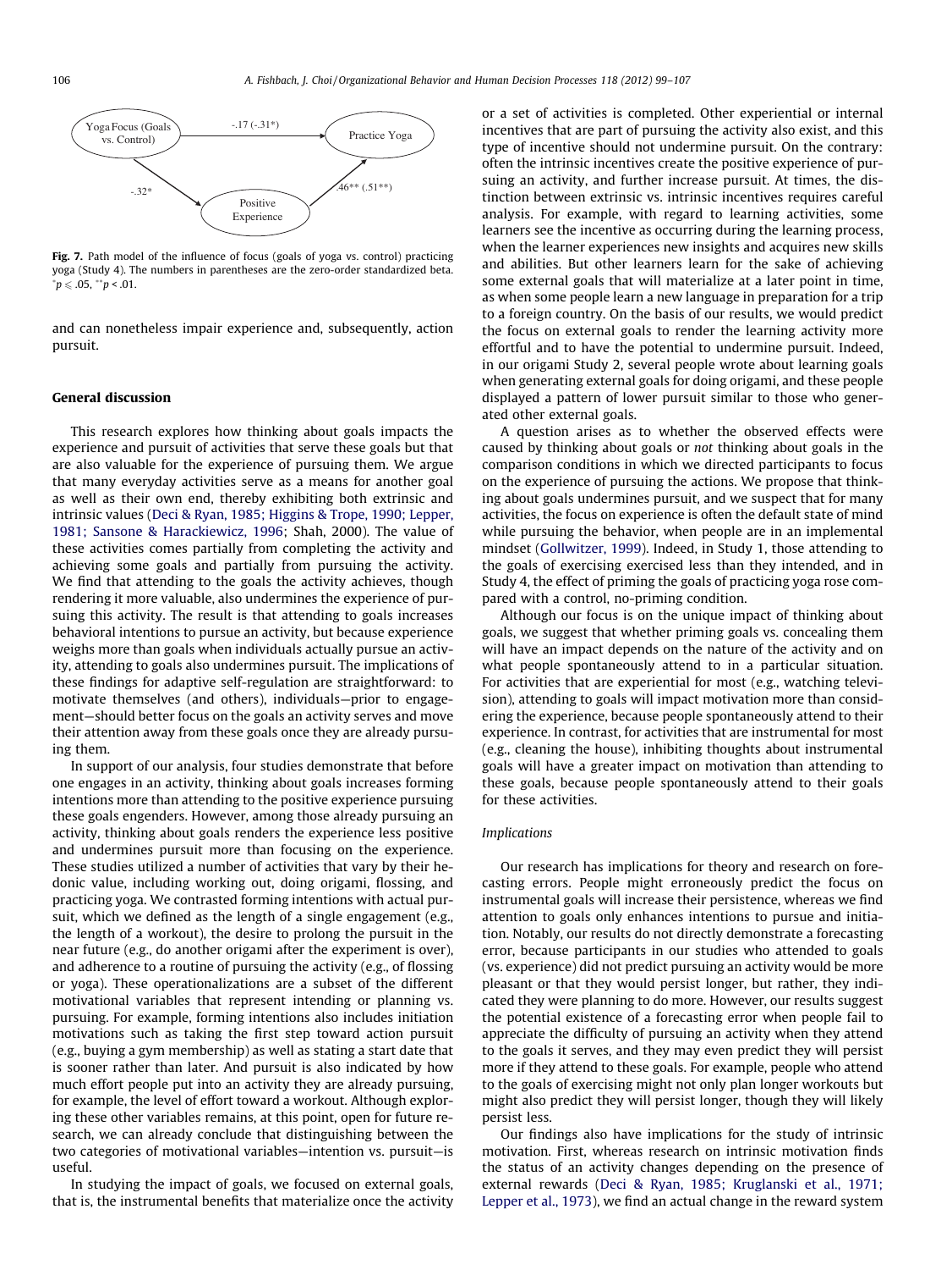Fig. 7. Path model of the influence of focus (goals of yoga vs. control) practicing yoga (Study 4). The numbers in parentheses are the zero-order standardized beta. $^{*}p \leqslant .05$, $^{**}p < .01$.

and can nonetheless impair experience and, subsequently, action pursuit.

## General discussion

This research explores how thinking about goals impacts the experience and pursuit of activities that serve these goals but that are also valuable for the experience of pursuing them. We argue that many everyday activities serve as a means for another goal as well as their own end, thereby exhibiting both extrinsic and intrinsic values (Deci & Ryan, 1985; Higgins & Trope, 1990; Lepper, 1981; Sansone & Harackiewicz, 1996; Shah, 2000). The value of these activities comes partially from completing the activity and achieving some goals and partially from pursuing the activity. We find that attending to the goals the activity achieves, though rendering it more valuable, also undermines the experience of pursuing this activity. The result is that attending to goals increases behavioral intentions to pursue an activity, but because experience weighs more than goals when individuals actually pursue an activity, attending to goals also undermines pursuit. The implications of these findings for adaptive self-regulation are straightforward: to motivate themselves (and others), individuals—prior to engagement—should better focus on the goals an activity serves and move their attention away from these goals once they are already pursuing them.

In support of our analysis, four studies demonstrate that before one engages in an activity, thinking about goals increases forming intentions more than attending to the positive experience pursuing these goals engenders. However, among those already pursuing an activity, thinking about goals renders the experience less positive and undermines pursuit more than focusing on the experience. These studies utilized a number of activities that vary by their hedonic value, including working out, doing origami, flossing, and practicing yoga. We contrasted forming intentions with actual pursuit, which we defined as the length of a single engagement (e.g., the length of a workout), the desire to prolong the pursuit in the near future (e.g., do another origami after the experiment is over), and adherence to a routine of pursuing the activity (e.g., of flossing or yoga). These operationalizations are a subset of the different motivational variables that represent intending or planning vs. pursuing. For example, forming intentions also includes initiation motivations such as taking the first step toward action pursuit (e.g., buying a gym membership) as well as stating a start date that is sooner rather than later. And pursuit is also indicated by how much effort people put into an activity they are already pursuing, for example, the level of effort toward a workout. Although exploring these other variables remains, at this point, open for future research, we can already conclude that distinguishing between the two categories of motivational variables—intention vs. pursuit—is useful.

In studying the impact of goals, we focused on external goals, that is, the instrumental benefits that materialize once the activity or a set of activities is completed. Other experiential or internal incentives that are part of pursuing the activity also exist, and this type of incentive should not undermine pursuit. On the contrary: often the intrinsic incentives create the positive experience of pursuing an activity, and further increase pursuit. At times, the distinction between extrinsic vs. intrinsic incentives requires careful analysis. For example, with regard to learning activities, some learners see the incentive as occurring during the learning process, when the learner experiences new insights and acquires new skills and abilities. But other learners learn for the sake of achieving some external goals that will materialize at a later point in time, as when some people learn a new language in preparation for a trip to a foreign country. On the basis of our results, we would predict the focus on external goals to render the learning activity more effortful and to have the potential to undermine pursuit. Indeed, in our origami Study 2, several people wrote about learning goals when generating external goals for doing origami, and these people displayed a pattern of lower pursuit similar to those who generated other external goals.

A question arises as to whether the observed effects were caused by thinking about goals or *not* thinking about goals in the comparison conditions in which we directed participants to focus on the experience of pursuing the actions. We propose that thinking about goals undermines pursuit, and we suspect that for many activities, the focus on experience is often the default state of mind while pursuing the behavior, when people are in an implemental mindset (Gollwitzer, 1999). Indeed, in Study 1, those attending to the goals of exercising exercised less than they intended, and in Study 4, the effect of priming the goals of practicing yoga rose compared with a control, no-priming condition.

Although our focus is on the unique impact of thinking about goals, we suggest that whether priming goals vs. concealing them will have an impact depends on the nature of the activity and on what people spontaneously attend to in a particular situation. For activities that are experiential for most (e.g., watching television), attending to goals will impact motivation more than considering the experience, because people spontaneously attend to their experience. In contrast, for activities that are instrumental for most (e.g., cleaning the house), inhibiting thoughts about instrumental goals will have a greater impact on motivation than attending to these goals, because people spontaneously attend to their goals for these activities.

### Implications

Our research has implications for theory and research on forecasting errors. People might erroneously predict the focus on instrumental goals will increase their persistence, whereas we find attention to goals only enhances intentions to pursue and initiation. Notably, our results do not directly demonstrate a forecasting error, because participants in our studies who attended to goals (vs. experience) did not predict pursuing an activity would be more pleasant or that they would persist longer, but rather, they indicated they were planning to do more. However, our results suggest the potential existence of a forecasting error when people fail to appreciate the difficulty of pursuing an activity when they attend to the goals it serves, and they may even predict they will persist more if they attend to these goals. For example, people who attend to the goals of exercising might not only plan longer workouts but might also predict they will persist longer, though they will likely persist less.

Our findings also have implications for the study of intrinsic motivation. First, whereas research on intrinsic motivation finds the status of an activity changes depending on the presence of external rewards (Deci & Ryan, 1985; Kruglanski et al., 1971; Lepper et al., 1973), we find an actual change in the reward system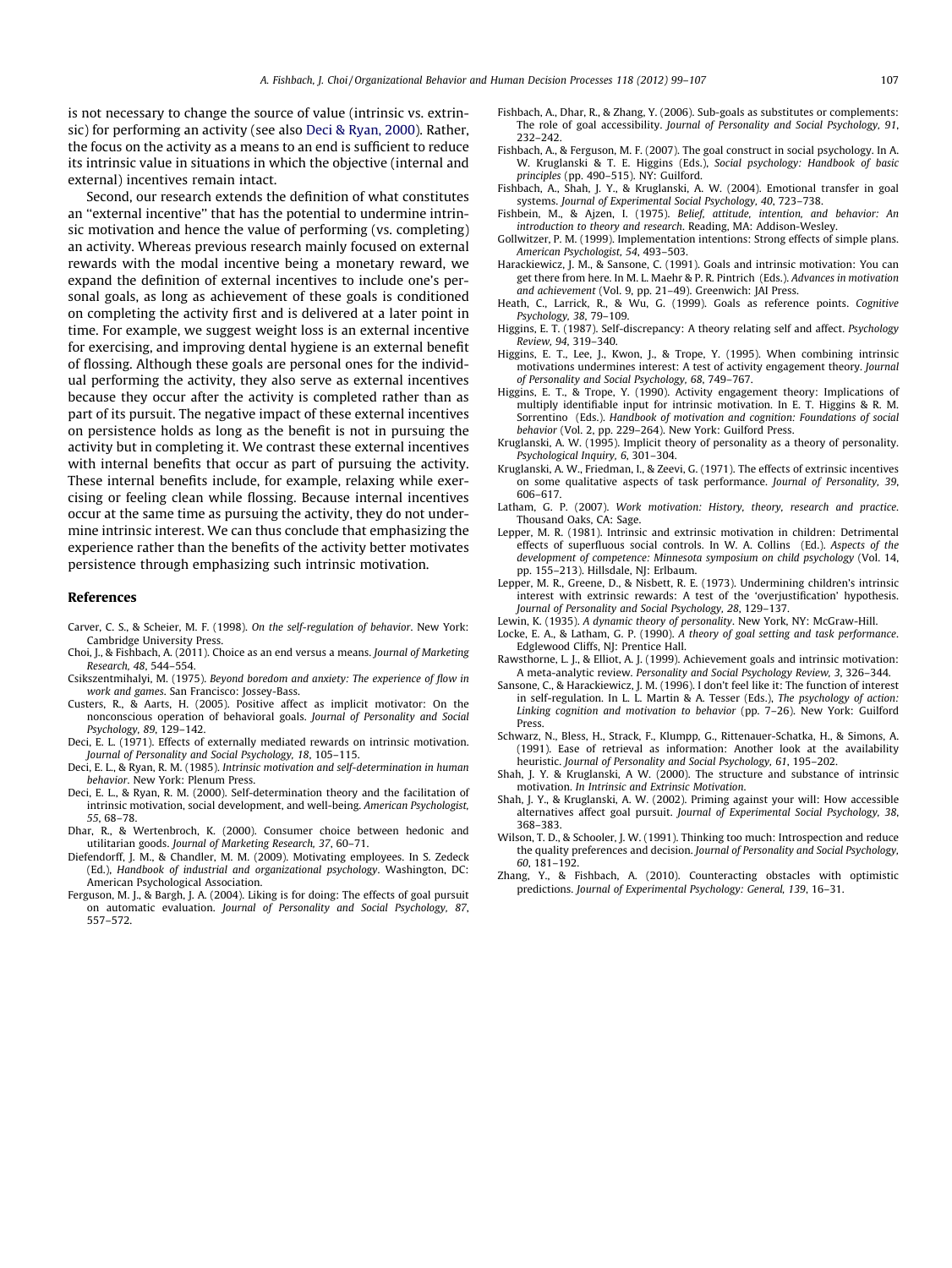is not necessary to change the source of value (intrinsic vs. extrinsic) for performing an activity (see also Deci & Ryan, 2000). Rather, the focus on the activity as a means to an end is sufficient to reduce its intrinsic value in situations in which the objective (internal and external) incentives remain intact.

Second, our research extends the definition of what constitutes an ''external incentive'' that has the potential to undermine intrinsic motivation and hence the value of performing (vs. completing) an activity. Whereas previous research mainly focused on external rewards with the modal incentive being a monetary reward, we expand the definition of external incentives to include one's personal goals, as long as achievement of these goals is conditioned on completing the activity first and is delivered at a later point in time. For example, we suggest weight loss is an external incentive for exercising, and improving dental hygiene is an external benefit of flossing. Although these goals are personal ones for the individual performing the activity, they also serve as external incentives because they occur after the activity is completed rather than as part of its pursuit. The negative impact of these external incentives on persistence holds as long as the benefit is not in pursuing the activity but in completing it. We contrast these external incentives with internal benefits that occur as part of pursuing the activity. These internal benefits include, for example, relaxing while exercising or feeling clean while flossing. Because internal incentives occur at the same time as pursuing the activity, they do not undermine intrinsic interest. We can thus conclude that emphasizing the experience rather than the benefits of the activity better motivates persistence through emphasizing such intrinsic motivation.

## References

Carver, C. S., & Scheier, M. F. (1998). *On the self-regulation of behavior*. New York: Cambridge University Press.

Choi, J., & Fishbach, A. (2011). Choice as an end versus a means. *Journal of Marketing Research, 48*, 544–554.

Csikszentmihalyi, M. (1975). *Beyond boredom and anxiety: The experience of flow in work and games*. San Francisco: Jossey-Bass.

Custers, R., & Aarts, H. (2005). Positive affect as implicit motivator: On the nonconscious operation of behavioral goals. *Journal of Personality and Social Psychology, 89*, 129–142.

Deci, E. L. (1971). Effects of externally mediated rewards on intrinsic motivation. *Journal of Personality and Social Psychology, 18*, 105–115.

Deci, E. L., & Ryan, R. M. (1985). *Intrinsic motivation and self-determination in human behavior*. New York: Plenum Press.

Deci, E. L., & Ryan, R. M. (2000). Self-determination theory and the facilitation of intrinsic motivation, social development, and well-being. *American Psychologist, 55*, 68–78.

Dhar, R., & Wertenbroch, K. (2000). Consumer choice between hedonic and utilitarian goods. *Journal of Marketing Research, 37*, 60–71.

Diefendorff, J. M., & Chandler, M. M. (2009). Motivating employees. In S. Zedeck (Ed.), *Handbook of industrial and organizational psychology*. Washington, DC: American Psychological Association.

Ferguson, M. J., & Bargh, J. A. (2004). Liking is for doing: The effects of goal pursuit on automatic evaluation. *Journal of Personality and Social Psychology, 87*, 557–572.

Fishbach, A., Dhar, R., & Zhang, Y. (2006). Sub-goals as substitutes or complements: The role of goal accessibility. *Journal of Personality and Social Psychology, 91*, 232–242.

Fishbach, A., & Ferguson, M. F. (2007). The goal construct in social psychology. In A. W. Kruglanski & T. E. Higgins (Eds.), *Social psychology: Handbook of basic principles* (pp. 490–515). NY: Guilford.

Fishbach, A., Shah, J. Y., & Kruglanski, A. W. (2004). Emotional transfer in goal systems. *Journal of Experimental Social Psychology, 40*, 723–738.

Fishbein, M., & Ajzen, I. (1975). *Belief, attitude, intention, and behavior: An introduction to theory and research*. Reading, MA: Addison-Wesley.

Gollwitzer, P. M. (1999). Implementation intentions: Strong effects of simple plans. *American Psychologist, 54*, 493–503.

Harackiewicz, J. M., & Sansone, C. (1991). Goals and intrinsic motivation: You can get there from here. In M. L. Maehr & P. R. Pintrich (Eds.), *Advances in motivation and achievement* (Vol. 9, pp. 21–49). Greenwich: JAI Press.

Heath, C., Larrick, R., & Wu, G. (1999). Goals as reference points. *Cognitive Psychology, 38*, 79–109.

Higgins, E. T. (1987). Self-discrepancy: A theory relating self and affect. *Psychology Review, 94*, 319–340.

Higgins, E. T., Lee, J., Kwon, J., & Trope, Y. (1995). When combining intrinsic motivations undermines interest: A test of activity engagement theory. *Journal of Personality and Social Psychology, 68*, 749–767.

Higgins, E. T., & Trope, Y. (1990). Activity engagement theory: Implications of multiply identifiable input for intrinsic motivation. In E. T. Higgins & R. M. Sorrentino (Eds.). *Handbook of motivation and cognition: Foundations of social behavior* (Vol. 2, pp. 229–264). New York: Guilford Press.

Kruglanski, A. W. (1995). Implicit theory of personality as a theory of personality. *Psychological Inquiry, 6*, 301–304.

Kruglanski, A. W., Friedman, I., & Zeevi, G. (1971). The effects of extrinsic incentives on some qualitative aspects of task performance. *Journal of Personality, 39*, 606–617.

Latham, G. P. (2007). *Work motivation: History, theory, research and practice*. Thousand Oaks, CA: Sage.

Lepper, M. R. (1981). Intrinsic and extrinsic motivation in children: Detrimental effects of superfluous social controls. In W. A. Collins (Ed.). *Aspects of the development of competence: Minnesota symposium on child psychology* (Vol. 14, pp. 155–213). Hillsdale, NJ: Erlbaum.

Lepper, M. R., Greene, D., & Nisbett, R. E. (1973). Undermining children's intrinsic interest with extrinsic rewards: A test of the 'overjustification' hypothesis. *Journal of Personality and Social Psychology, 28*, 129–137.

Lewin, K. (1935). *A dynamic theory of personality*. New York, NY: McGraw-Hill.

Locke, E. A., & Latham, G. P. (1990). *A theory of goal setting and task performance*. Edglewood Cliffs, NJ: Prentice Hall.

Rawsthorne, L. J., & Elliot, A. J. (1999). Achievement goals and intrinsic motivation: A meta-analytic review. *Personality and Social Psychology Review, 3*, 326–344.

Sansone, C., & Harackiewicz, J. M. (1996). I don't feel like it: The function of interest in self-regulation. In L. L. Martin & A. Tesser (Eds.), *The psychology of action: Linking cognition and motivation to behavior* (pp. 7–26). New York: Guilford Press.

Schwarz, N., Bless, H., Strack, F., Klumpp, G., Rittenauer-Schatka, H., & Simons, A. (1991). Ease of retrieval as information: Another look at the availability heuristic. *Journal of Personality and Social Psychology, 61*, 195–202.

Shah, J. Y. & Kruglanski, A W. (2000). The structure and substance of intrinsic motivation. *In Intrinsic and Extrinsic Motivation*.

Shah, J. Y., & Kruglanski, A. W. (2002). Priming against your will: How accessible alternatives affect goal pursuit. *Journal of Experimental Social Psychology, 38*, 368–383.

Wilson, T. D., & Schooler, J. W. (1991). Thinking too much: Introspection and reduce the quality preferences and decision. *Journal of Personality and Social Psychology, 60*, 181–192.

Zhang, Y., & Fishbach, A. (2010). Counteracting obstacles with optimistic predictions. *Journal of Experimental Psychology: General, 139*, 16–31.